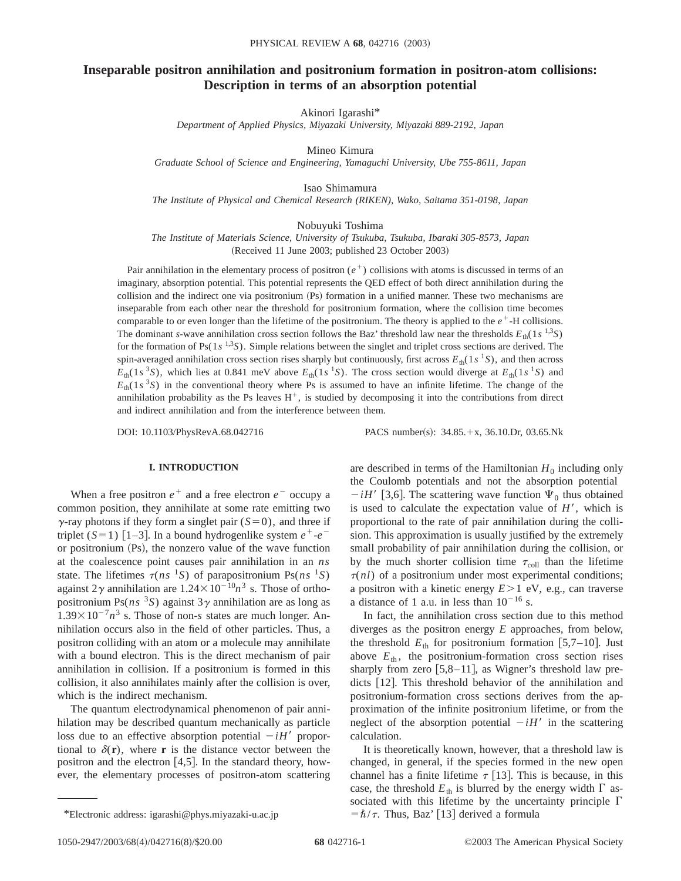# Inseparable positron annihilation and positronium formation in positron-atom collisions: Description in terms of an absorption potential

Akinori Igarashi*

*Department of Applied Physics, Miyazaki University, Miyazaki 889-2192, Japan*

Mineo Kimura

*Graduate School of Science and Engineering, Yamaguchi University, Ube 755-8611, Japan*

Isao Shimamura

*The Institute of Physical and Chemical Research (RIKEN), Wako, Saitama 351-0198, Japan*

Nobuyuki Toshima

*The Institute of Materials Science, University of Tsukuba, Tsukuba, Ibaraki 305-8573, Japan*

(Received 11 June 2003; published 23 October 2003)

Pair annihilation in the elementary process of positron ($e^+$) collisions with atoms is discussed in terms of an imaginary, absorption potential. This potential represents the QED effect of both direct annihilation during the collision and the indirect one via positronium (Ps) formation in a unified manner. These two mechanisms are inseparable from each other near the threshold for positronium formation, where the collision time becomes comparable to or even longer than the lifetime of the positronium. The theory is applied to the $e^+$-H collisions. The dominant $s$-wave annihilation cross section follows the Baz' threshold law near the thresholds $E_{\mathrm{th}}(1s\,^{1,3}S)$ for the formation of $\mathrm{Ps}(1s\,^{1,3}S)$. Simple relations between the singlet and triplet cross sections are derived. The spin-averaged annihilation cross section rises sharply but continuously, first across $E_{\mathrm{th}}(1s\,^{1}S)$, and then across $E_{\mathrm{th}}(1s\,^{3}S)$, which lies at 0.841 meV above $E_{\mathrm{th}}(1s\,^{1}S)$. The cross section would diverge at $E_{\mathrm{th}}(1s\,^{1}S)$ and $E_{\mathrm{th}}(1s\,^{3}S)$ in the conventional theory where Ps is assumed to have an infinite lifetime. The change of the annihilation probability as the Ps leaves $\mathrm{H}^+$, is studied by decomposing it into the contributions from direct and indirect annihilation and from the interference between them.

DOI: 10.1103/PhysRevA.68.042716 PACS number(s): 34.85.+x, 36.10.Dr, 03.65.Nk

## I. INTRODUCTION

When a free positron $e^+$ and a free electron $e^-$ occupy a common position, they annihilate at some rate emitting two $\gamma$-ray photons if they form a singlet pair ($S=0$), and three if triplet ($S=1$) [1–3]. In a bound hydrogenlike system $e^+$-$e^-$ or positronium (Ps), the nonzero value of the wave function at the coalescence point causes pair annihilation in an $ns$ state. The lifetimes $\tau(ns\,^{1}S)$ of parapositronium $\mathrm{Ps}(ns\,^{1}S)$ against $2\gamma$ annihilation are $1.24\times10^{-10}n^3$ s. Those of orthopositronium $\mathrm{Ps}(ns\,^{3}S)$ against $3\gamma$ annihilation are as long as $1.39\times10^{-7}n^3$ s. Those of non-$s$ states are much longer. Annihilation occurs also in the field of other particles. Thus, a positron colliding with an atom or a molecule may annihilate with a bound electron. This is the direct mechanism of pair annihilation in collision. If a positronium is formed in this collision, it also annihilates mainly after the collision is over, which is the indirect mechanism.

The quantum electrodynamical phenomenon of pair annihilation may be described quantum mechanically as particle loss due to an effective absorption potential $-iH'$ proportional to $\delta(\mathbf{r})$, where $\mathbf{r}$ is the distance vector between the positron and the electron [4,5]. In the standard theory, however, the elementary processes of positron-atom scattering are described in terms of the Hamiltonian $H_0$ including only the Coulomb potentials and not the absorption potential $-iH'$ [3,6]. The scattering wave function $\Psi_0$ thus obtained is used to calculate the expectation value of $H'$, which is proportional to the rate of pair annihilation during the collision. This approximation is usually justified by the extremely small probability of pair annihilation during the collision, or by the much shorter collision time $\tau_{\mathrm{coll}}$ than the lifetime $\tau(nl)$ of a positronium under most experimental conditions; a positron with a kinetic energy $E>1$ eV, e.g., can traverse a distance of 1 a.u. in less than $10^{-16}$ s.

In fact, the annihilation cross section due to this method diverges as the positron energy $E$ approaches, from below, the threshold $E_{\mathrm{th}}$ for positronium formation [5,7–10]. Just above $E_{\mathrm{th}}$, the positronium-formation cross section rises sharply from zero [5,8–11], as Wigner's threshold law predicts [12]. This threshold behavior of the annihilation and positronium-formation cross sections derives from the approximation of the infinite positronium lifetime, or from the neglect of the absorption potential $-iH'$ in the scattering calculation.

It is theoretically known, however, that a threshold law is changed, in general, if the species formed in the new open channel has a finite lifetime $\tau$ [13]. This is because, in this case, the threshold $E_{\mathrm{th}}$ is blurred by the energy width $\Gamma$ associated with this lifetime by the uncertainty principle $\Gamma=\hbar/\tau$. Thus, Baz' [13] derived a formula

*Electronic address: igarashi@phys.miyazaki-u.ac.jp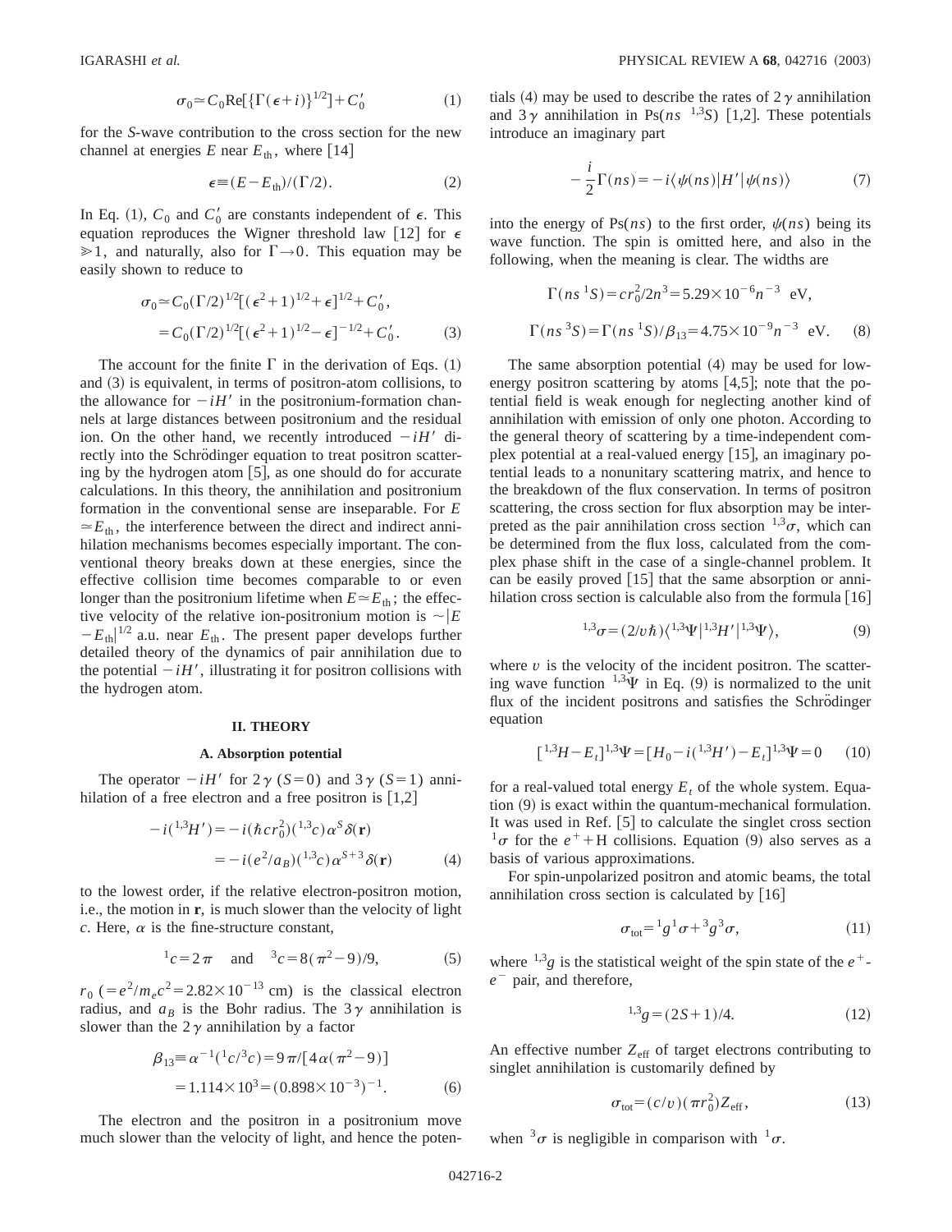$$\sigma_0 \simeq C_0 \mathrm{Re}[\{\Gamma(\epsilon+i)\}^{1/2}] + C_0' \tag{1}$$

for the *S*-wave contribution to the cross section for the new channel at energies $E$ near $E_{\mathrm{th}}$, where [14]

$$\epsilon \equiv (E - E_{\mathrm{th}})/(\Gamma/2). \tag{2}$$

In Eq. (1), $C_0$ and $C_0'$ are constants independent of $\epsilon$. This equation reproduces the Wigner threshold law [12] for $\epsilon \gg 1$, and naturally, also for $\Gamma \to 0$. This equation may be easily shown to reduce to

$$\begin{aligned}\sigma_0 &\simeq C_0(\Gamma/2)^{1/2}[(\epsilon^2+1)^{1/2}+\epsilon]^{1/2} + C_0', \\ &= C_0(\Gamma/2)^{1/2}[(\epsilon^2+1)^{1/2}-\epsilon]^{-1/2} + C_0'.\end{aligned} \tag{3}$$

The account for the finite $\Gamma$ in the derivation of Eqs. (1) and (3) is equivalent, in terms of positron-atom collisions, to the allowance for $-iH'$ in the positronium-formation channels at large distances between positronium and the residual ion. On the other hand, we recently introduced $-iH'$ directly into the Schrödinger equation to treat positron scattering by the hydrogen atom [5], as one should do for accurate calculations. In this theory, the annihilation and positronium formation in the conventional sense are inseparable. For $E \simeq E_{\mathrm{th}}$, the interference between the direct and indirect annihilation mechanisms becomes especially important. The conventional theory breaks down at these energies, since the effective collision time becomes comparable to or even longer than the positronium lifetime when $E \simeq E_{\mathrm{th}}$; the effective velocity of the relative ion-positronium motion is $\sim |E - E_{\mathrm{th}}|^{1/2}$ a.u. near $E_{\mathrm{th}}$. The present paper develops further detailed theory of the dynamics of pair annihilation due to the potential $-iH'$, illustrating it for positron collisions with the hydrogen atom.

## II. THEORY

### A. Absorption potential

The operator $-iH'$ for $2\gamma$ ($S=0$) and $3\gamma$ ($S=1$) annihilation of a free electron and a free positron is [1,2]

$$\begin{aligned}-i({}^{1,3}H') &= -i(\hbar c r_0^2)({}^{1,3}c)\alpha^S \delta(\mathbf{r}) \\ &= -i(e^2/a_B)({}^{1,3}c)\alpha^{S+3}\delta(\mathbf{r})\end{aligned} \tag{4}$$

to the lowest order, if the relative electron-positron motion, i.e., the motion in $\mathbf{r}$, is much slower than the velocity of light $c$. Here, $\alpha$ is the fine-structure constant,

$${}^1c = 2\pi \quad \text{and} \quad {}^3c = 8(\pi^2-9)/9, \tag{5}$$

$r_0$ ($=e^2/m_e c^2 = 2.82\times10^{-13}$ cm) is the classical electron radius, and $a_B$ is the Bohr radius. The $3\gamma$ annihilation is slower than the $2\gamma$ annihilation by a factor

$$\begin{aligned}\beta_{13} &\equiv \alpha^{-1}({}^1c/{}^3c) = 9\pi/[4\alpha(\pi^2-9)] \\ &= 1.114\times10^3 = (0.898\times10^{-3})^{-1}.\end{aligned} \tag{6}$$

The electron and the positron in a positronium move much slower than the velocity of light, and hence the potentials (4) may be used to describe the rates of $2\gamma$ annihilation and $3\gamma$ annihilation in Ps($ns$ ${}^{1,3}S$) [1,2]. These potentials introduce an imaginary part

$$-\frac{i}{2}\Gamma(ns) = -i\langle \psi(ns)|H'|\psi(ns)\rangle \tag{7}$$

into the energy of Ps($ns$) to the first order, $\psi(ns)$ being its wave function. The spin is omitted here, and also in the following, when the meaning is clear. The widths are

$$\begin{aligned}\Gamma(ns\ {}^1S) &= c r_0^2/2n^3 = 5.29\times10^{-6} n^{-3}\ \ \text{eV}, \\ \Gamma(ns\ {}^3S) &= \Gamma(ns\ {}^1S)/\beta_{13} = 4.75\times10^{-9} n^{-3}\ \ \text{eV}.\end{aligned} \tag{8}$$

The same absorption potential (4) may be used for low-energy positron scattering by atoms [4,5]; note that the potential field is weak enough for neglecting another kind of annihilation with emission of only one photon. According to the general theory of scattering by a time-independent complex potential at a real-valued energy [15], an imaginary potential leads to a nonunitary scattering matrix, and hence to the breakdown of the flux conservation. In terms of positron scattering, the cross section for flux absorption may be interpreted as the pair annihilation cross section ${}^{1,3}\sigma$, which can be determined from the flux loss, calculated from the complex phase shift in the case of a single-channel problem. It can be easily proved [15] that the same absorption or annihilation cross section is calculable also from the formula [16]

$${}^{1,3}\sigma = (2/v\hbar)\langle {}^{1,3}\Psi|{}^{1,3}H'|{}^{1,3}\Psi\rangle, \tag{9}$$

where $v$ is the velocity of the incident positron. The scattering wave function ${}^{1,3}\Psi$ in Eq. (9) is normalized to the unit flux of the incident positrons and satisfies the Schrödinger equation

$$[{}^{1,3}H - E_t]{}^{1,3}\Psi = [H_0 - i({}^{1,3}H') - E_t]{}^{1,3}\Psi = 0 \tag{10}$$

for a real-valued total energy $E_t$ of the whole system. Equation (9) is exact within the quantum-mechanical formulation. It was used in Ref. [5] to calculate the singlet cross section ${}^1\sigma$ for the $e^+ + \mathrm{H}$ collisions. Equation (9) also serves as a basis of various approximations.

For spin-unpolarized positron and atomic beams, the total annihilation cross section is calculated by [16]

$$\sigma_{\mathrm{tot}} = {}^1g\,{}^1\sigma + {}^3g\,{}^3\sigma, \tag{11}$$

where ${}^{1,3}g$ is the statistical weight of the spin state of the $e^+$-$e^-$ pair, and therefore,

$${}^{1,3}g = (2S+1)/4. \tag{12}$$

An effective number $Z_{\mathrm{eff}}$ of target electrons contributing to singlet annihilation is customarily defined by

$$\sigma_{\mathrm{tot}} = (c/v)(\pi r_0^2) Z_{\mathrm{eff}}, \tag{13}$$

when ${}^3\sigma$ is negligible in comparison with ${}^1\sigma$.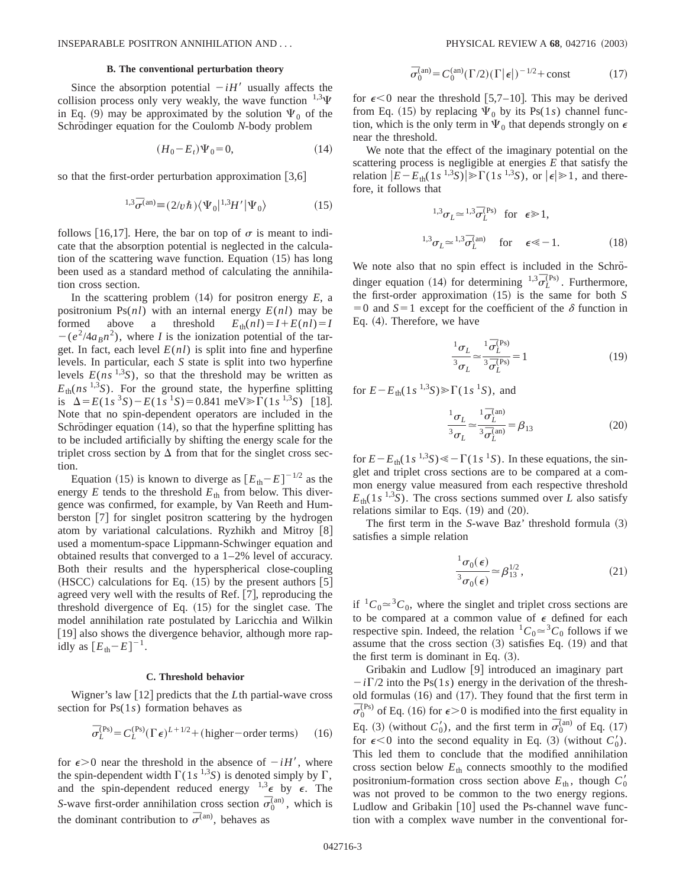### B. The conventional perturbation theory

Since the absorption potential $-iH'$ usually affects the collision process only very weakly, the wave function ${}^{1,3}\Psi$ in Eq. (9) may be approximated by the solution $\Psi_0$ of the Schrödinger equation for the Coulomb $N$-body problem

$$(H_0 - E_t)\Psi_0 = 0, \tag{14}$$

so that the first-order perturbation approximation [3,6]

$${}^{1,3}\overline{\sigma}^{(\mathrm{an})} \equiv (2/v\hbar)\langle \Psi_0 | {}^{1,3}H' | \Psi_0 \rangle \tag{15}$$

follows [16,17]. Here, the bar on top of $\sigma$ is meant to indicate that the absorption potential is neglected in the calculation of the scattering wave function. Equation (15) has long been used as a standard method of calculating the annihilation cross section.

In the scattering problem (14) for positron energy $E$, a positronium Ps($nl$) with an internal energy $E(nl)$ may be formed above a threshold $E_{\mathrm{th}}(nl) = I + E(nl) = I - (e^2/4a_B n^2)$, where $I$ is the ionization potential of the target. In fact, each level $E(nl)$ is split into fine and hyperfine levels. In particular, each $S$ state is split into two hyperfine levels $E(ns\ {}^{1,3}S)$, so that the threshold may be written as $E_{\mathrm{th}}(ns\ {}^{1,3}S)$. For the ground state, the hyperfine splitting is $\Delta = E(1s\ {}^3S) - E(1s\ {}^1S) = 0.841$ meV$\gg \Gamma(1s\ {}^{1,3}S)$ [18]. Note that no spin-dependent operators are included in the Schrödinger equation (14), so that the hyperfine splitting has to be included artificially by shifting the energy scale for the triplet cross section by $\Delta$ from that for the singlet cross section.

Equation (15) is known to diverge as $[E_{\mathrm{th}} - E]^{-1/2}$ as the energy $E$ tends to the threshold $E_{\mathrm{th}}$ from below. This divergence was confirmed, for example, by Van Reeth and Humberston [7] for singlet positron scattering by the hydrogen atom by variational calculations. Ryzhikh and Mitroy [8] used a momentum-space Lippmann-Schwinger equation and obtained results that converged to a 1–2% level of accuracy. Both their results and the hyperspherical close-coupling (HSCC) calculations for Eq. (15) by the present authors [5] agreed very well with the results of Ref. [7], reproducing the threshold divergence of Eq. (15) for the singlet case. The model annihilation rate postulated by Laricchia and Wilkin [19] also shows the divergence behavior, although more rapidly as $[E_{\mathrm{th}} - E]^{-1}$.

### C. Threshold behavior

Wigner's law [12] predicts that the $L$th partial-wave cross section for Ps($1s$) formation behaves as

$$\overline{\sigma}_L^{(\mathrm{Ps})} = C_L^{(\mathrm{Ps})}(\Gamma\epsilon)^{L+1/2} + (\text{higher-order terms}) \tag{16}$$

for $\epsilon > 0$ near the threshold in the absence of $-iH'$, where the spin-dependent width $\Gamma(1s\ {}^{1,3}S)$ is denoted simply by $\Gamma$, and the spin-dependent reduced energy ${}^{1,3}\epsilon$ by $\epsilon$. The $S$-wave first-order annihilation cross section $\overline{\sigma}_0^{(\mathrm{an})}$, which is the dominant contribution to $\overline{\sigma}^{(\mathrm{an})}$, behaves as

$$\overline{\sigma}_0^{(\mathrm{an})} = C_0^{(\mathrm{an})}(\Gamma/2)(\Gamma|\epsilon|)^{-1/2} + \text{const} \tag{17}$$

for $\epsilon < 0$ near the threshold [5,7–10]. This may be derived from Eq. (15) by replacing $\Psi_0$ by its Ps($1s$) channel function, which is the only term in $\Psi_0$ that depends strongly on $\epsilon$ near the threshold.

We note that the effect of the imaginary potential on the scattering process is negligible at energies $E$ that satisfy the relation $|E - E_{\mathrm{th}}(1s\ {}^{1,3}S)| \gg \Gamma(1s\ {}^{1,3}S)$, or $|\epsilon| \gg 1$, and therefore, it follows that

$$\begin{aligned} {}^{1,3}\sigma_L &\simeq {}^{1,3}\overline{\sigma}_L^{(\mathrm{Ps})} \quad \text{for} \quad \epsilon \gg 1, \\ {}^{1,3}\sigma_L &\simeq {}^{1,3}\overline{\sigma}_L^{(\mathrm{an})} \quad \text{for} \quad \epsilon \ll -1. \end{aligned} \tag{18}$$

We note also that no spin effect is included in the Schrödinger equation (14) for determining ${}^{1,3}\overline{\sigma}_L^{(\mathrm{Ps})}$. Furthermore, the first-order approximation (15) is the same for both $S=0$ and $S=1$ except for the coefficient of the $\delta$ function in Eq. (4). Therefore, we have

$$\frac{{}^1\sigma_L}{{}^3\sigma_L} \simeq \frac{{}^1\overline{\sigma}_L^{(\mathrm{Ps})}}{{}^3\overline{\sigma}_L^{(\mathrm{Ps})}} = 1 \tag{19}$$

for $E - E_{\mathrm{th}}(1s\ {}^{1,3}S) \gg \Gamma(1s\ {}^1S)$, and

$$\frac{{}^1\sigma_L}{{}^3\sigma_L} \simeq \frac{{}^1\overline{\sigma}_L^{(\mathrm{an})}}{{}^3\overline{\sigma}_L^{(\mathrm{an})}} = \beta_{13} \tag{20}$$

for $E - E_{\mathrm{th}}(1s\ {}^{1,3}S) \ll -\Gamma(1s\ {}^1S)$. In these equations, the singlet and triplet cross sections are to be compared at a common energy value measured from each respective threshold $E_{\mathrm{th}}(1s\ {}^{1,3}S)$. The cross sections summed over $L$ also satisfy relations similar to Eqs. (19) and (20).

The first term in the $S$-wave Baz' threshold formula (3) satisfies a simple relation

$$\frac{{}^1\sigma_0(\epsilon)}{{}^3\sigma_0(\epsilon)} \simeq \beta_{13}^{1/2}, \tag{21}$$

if ${}^1C_0 \simeq {}^3C_0$, where the singlet and triplet cross sections are to be compared at a common value of $\epsilon$ defined for each respective spin. Indeed, the relation ${}^1C_0 \simeq {}^3C_0$ follows if we assume that the cross section (3) satisfies Eq. (19) and that the first term is dominant in Eq. (3).

Gribakin and Ludlow [9] introduced an imaginary part $-i\Gamma/2$ into the Ps($1s$) energy in the derivation of the threshold formulas (16) and (17). They found that the first term in $\overline{\sigma}_0^{(\mathrm{Ps})}$ of Eq. (16) for $\epsilon > 0$ is modified into the first equality in Eq. (3) (without $C_0'$), and the first term in $\overline{\sigma}_0^{(\mathrm{an})}$ of Eq. (17) for $\epsilon < 0$ into the second equality in Eq. (3) (without $C_0'$). This led them to conclude that the modified annihilation cross section below $E_{\mathrm{th}}$ connects smoothly to the modified positronium-formation cross section above $E_{\mathrm{th}}$, though $C_0'$ was not proved to be common to the two energy regions. Ludlow and Gribakin [10] used the Ps-channel wave function with a complex wave number in the conventional for-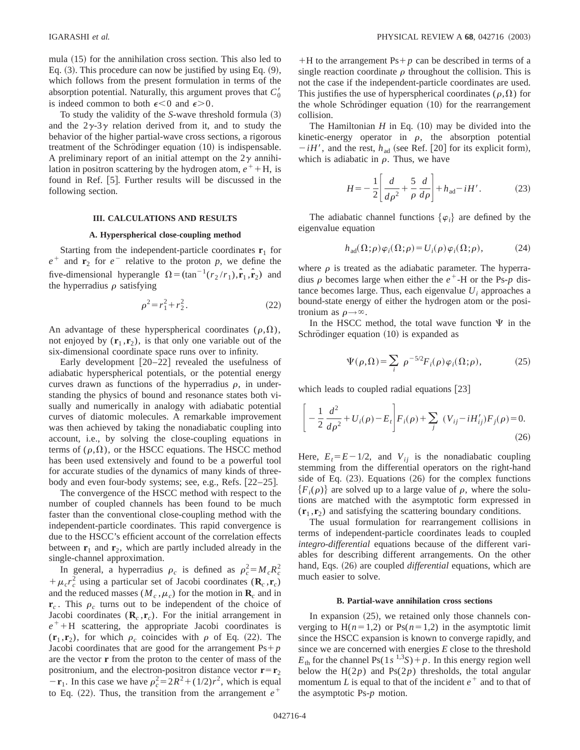mula (15) for the annihilation cross section. This also led to Eq. (3). This procedure can now be justified by using Eq. (9), which follows from the present formulation in terms of the absorption potential. Naturally, this argument proves that $C_0'$ is indeed common to both $\epsilon<0$ and $\epsilon>0$.

To study the validity of the *S*-wave threshold formula (3) and the $2\gamma$-$3\gamma$ relation derived from it, and to study the behavior of the higher partial-wave cross sections, a rigorous treatment of the Schrödinger equation (10) is indispensable. A preliminary report of an initial attempt on the $2\gamma$ annihilation in positron scattering by the hydrogen atom, $e^+ + \mathrm{H}$, is found in Ref. [5]. Further results will be discussed in the following section.

## III. CALCULATIONS AND RESULTS

### A. Hyperspherical close-coupling method

Starting from the independent-particle coordinates $\mathbf{r}_1$ for $e^+$ and $\mathbf{r}_2$ for $e^-$ relative to the proton $p$, we define the five-dimensional hyperangle $\Omega=(\tan^{-1}(r_2/r_1),\hat{\mathbf{r}}_1,\hat{\mathbf{r}}_2)$ and the hyperradius $\rho$ satisfying

$$\rho^2=r_1^2+r_2^2. \tag{22}$$

An advantage of these hyperspherical coordinates $(\rho,\Omega)$, not enjoyed by $(\mathbf{r}_1,\mathbf{r}_2)$, is that only one variable out of the six-dimensional coordinate space runs over to infinity.

Early development [20–22] revealed the usefulness of adiabatic hyperspherical potentials, or the potential energy curves drawn as functions of the hyperradius $\rho$, in understanding the physics of bound and resonance states both visually and numerically in analogy with adiabatic potential curves of diatomic molecules. A remarkable improvement was then achieved by taking the nonadiabatic coupling into account, i.e., by solving the close-coupling equations in terms of $(\rho,\Omega)$, or the HSCC equations. The HSCC method has been used extensively and found to be a powerful tool for accurate studies of the dynamics of many kinds of three-body and even four-body systems; see, e.g., Refs. [22–25].

The convergence of the HSCC method with respect to the number of coupled channels has been found to be much faster than the conventional close-coupling method with the independent-particle coordinates. This rapid convergence is due to the HSCC's efficient account of the correlation effects between $\mathbf{r}_1$ and $\mathbf{r}_2$, which are partly included already in the single-channel approximation.

In general, a hyperradius $\rho_c$ is defined as $\rho_c^2=M_cR_c^2+\mu_c r_c^2$ using a particular set of Jacobi coordinates $(\mathbf{R}_c,\mathbf{r}_c)$ and the reduced masses $(M_c,\mu_c)$ for the motion in $\mathbf{R}_c$ and in $\mathbf{r}_c$. This $\rho_c$ turns out to be independent of the choice of Jacobi coordinates $(\mathbf{R}_c,\mathbf{r}_c)$. For the initial arrangement in $e^+ + \mathrm{H}$ scattering, the appropriate Jacobi coordinates is $(\mathbf{r}_1,\mathbf{r}_2)$, for which $\rho_c$ coincides with $\rho$ of Eq. (22). The Jacobi coordinates that are good for the arrangement $\mathrm{Ps}+p$ are the vector $\mathbf{r}$ from the proton to the center of mass of the positronium, and the electron-positron distance vector $\mathbf{r}=\mathbf{r}_2-\mathbf{r}_1$. In this case we have $\rho_c^2=2R^2+(1/2)r^2$, which is equal to Eq. (22). Thus, the transition from the arrangement $e^+ + \mathrm{H}$ to the arrangement $\mathrm{Ps}+p$ can be described in terms of a single reaction coordinate $\rho$ throughout the collision. This is not the case if the independent-particle coordinates are used. This justifies the use of hyperspherical coordinates $(\rho,\Omega)$ for the whole Schrödinger equation (10) for the rearrangement collision.

The Hamiltonian $H$ in Eq. (10) may be divided into the kinetic-energy operator in $\rho$, the absorption potential $-iH'$, and the rest, $h_{\mathrm{ad}}$ (see Ref. [20] for its explicit form), which is adiabatic in $\rho$. Thus, we have

$$H=-\frac{1}{2}\left[\frac{d}{d\rho^2}+\frac{5}{\rho}\frac{d}{d\rho}\right]+h_{\mathrm{ad}}-iH'. \tag{23}$$

The adiabatic channel functions $\{\varphi_i\}$ are defined by the eigenvalue equation

$$h_{\mathrm{ad}}(\Omega;\rho)\varphi_i(\Omega;\rho)=U_i(\rho)\varphi_i(\Omega;\rho), \tag{24}$$

where $\rho$ is treated as the adiabatic parameter. The hyperradius $\rho$ becomes large when either the $e^+$-H or the Ps-$p$ distance becomes large. Thus, each eigenvalue $U_i$ approaches a bound-state energy of either the hydrogen atom or the positronium as $\rho\to\infty$.

In the HSCC method, the total wave function $\Psi$ in the Schrödinger equation (10) is expanded as

$$\Psi(\rho,\Omega)=\sum_i \rho^{-5/2}F_i(\rho)\varphi_i(\Omega;\rho), \tag{25}$$

which leads to coupled radial equations [23]

$$\left[-\frac{1}{2}\frac{d^2}{d\rho^2}+U_i(\rho)-E_t\right]F_i(\rho)+\sum_j (V_{ij}-iH'_{ij})F_j(\rho)=0. \tag{26}$$

Here, $E_t=E-1/2$, and $V_{ij}$ is the nonadiabatic coupling stemming from the differential operators on the right-hand side of Eq. (23). Equations (26) for the complex functions $\{F_i(\rho)\}$ are solved up to a large value of $\rho$, where the solutions are matched with the asymptotic form expressed in $(\mathbf{r}_1,\mathbf{r}_2)$ and satisfying the scattering boundary conditions.

The usual formulation for rearrangement collisions in terms of independent-particle coordinates leads to coupled *integro-differential* equations because of the different variables for describing different arrangements. On the other hand, Eqs. (26) are coupled *differential* equations, which are much easier to solve.

### B. Partial-wave annihilation cross sections

In expansion (25), we retained only those channels converging to $\mathrm{H}(n=1,2)$ or $\mathrm{Ps}(n=1,2)$ in the asymptotic limit since the HSCC expansion is known to converge rapidly, and since we are concerned with energies $E$ close to the threshold $E_{\mathrm{th}}$ for the channel $\mathrm{Ps}(1s\ {}^{1,3}S)+p$. In this energy region well below the $\mathrm{H}(2p)$ and $\mathrm{Ps}(2p)$ thresholds, the total angular momentum $L$ is equal to that of the incident $e^+$ and to that of the asymptotic Ps-$p$ motion.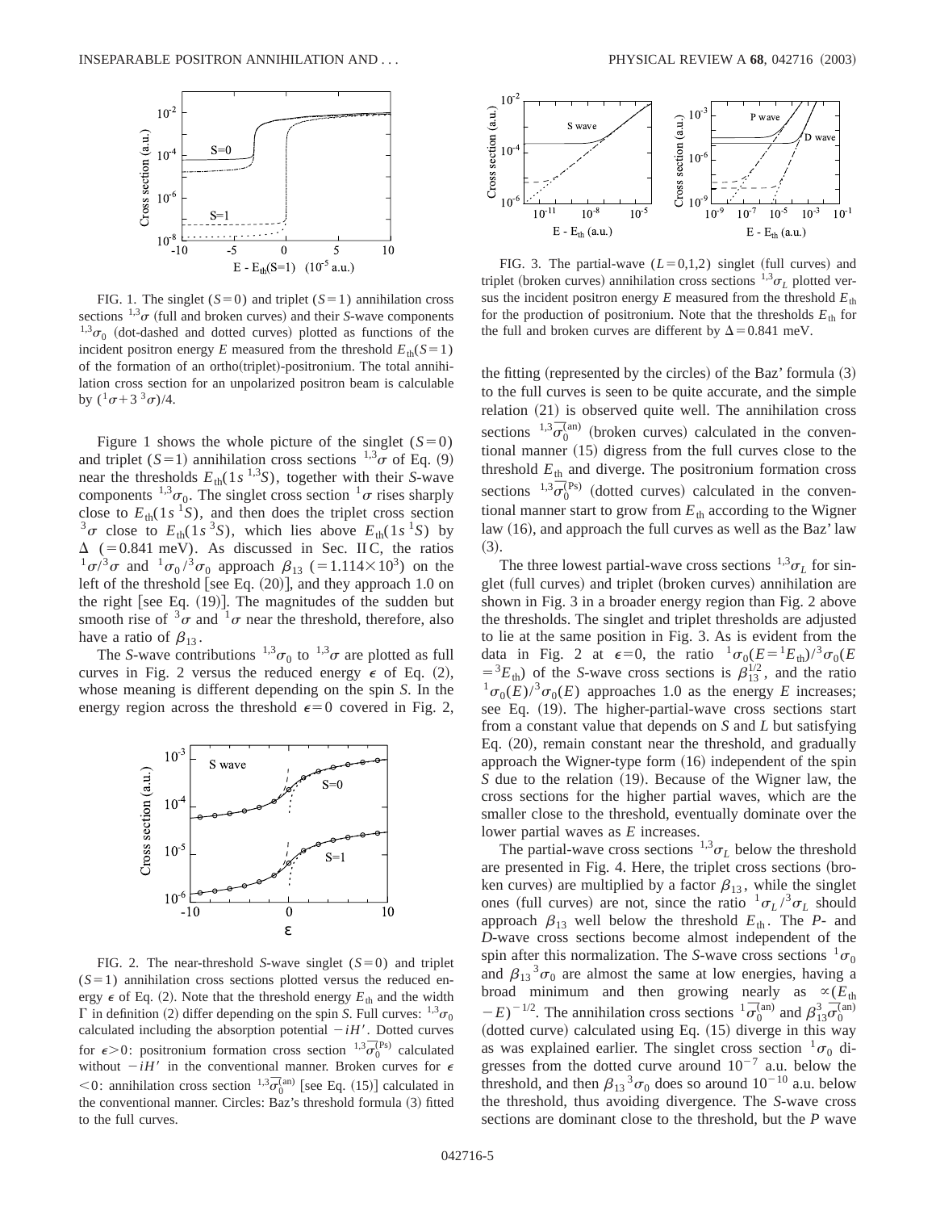FIG. 1. The singlet ($S=0$) and triplet ($S=1$) annihilation cross sections ${}^{1,3}\sigma$ (full and broken curves) and their $S$-wave components ${}^{1,3}\sigma_0$ (dot-dashed and dotted curves) plotted as functions of the incident positron energy $E$ measured from the threshold $E_{\rm th}(S=1)$ of the formation of an ortho(triplet)-positronium. The total annihilation cross section for an unpolarized positron beam is calculable by $({}^1\sigma + 3\,{}^3\sigma)/4$.

Figure 1 shows the whole picture of the singlet ($S=0$) and triplet ($S=1$) annihilation cross sections ${}^{1,3}\sigma$ of Eq. (9) near the thresholds $E_{\rm th}(1s\,{}^{1,3}S)$, together with their $S$-wave components ${}^{1,3}\sigma_0$. The singlet cross section ${}^1\sigma$ rises sharply close to $E_{\rm th}(1s\,{}^1S)$, and then does the triplet cross section ${}^3\sigma$ close to $E_{\rm th}(1s\,{}^3S)$, which lies above $E_{\rm th}(1s\,{}^1S)$ by $\Delta$ ($=0.841$ meV). As discussed in Sec. II C, the ratios ${}^1\sigma/{}^3\sigma$ and ${}^1\sigma_0/{}^3\sigma_0$ approach $\beta_{13}$ ($=1.114\times10^3$) on the left of the threshold [see Eq. (20)], and they approach 1.0 on the right [see Eq. (19)]. The magnitudes of the sudden but smooth rise of ${}^3\sigma$ and ${}^1\sigma$ near the threshold, therefore, also have a ratio of $\beta_{13}$.

The $S$-wave contributions ${}^{1,3}\sigma_0$ to ${}^{1,3}\sigma$ are plotted as full curves in Fig. 2 versus the reduced energy $\epsilon$ of Eq. (2), whose meaning is different depending on the spin $S$. In the energy region across the threshold $\epsilon=0$ covered in Fig. 2, the fitting (represented by the circles) of the Baz' formula (3) to the full curves is seen to be quite accurate, and the simple relation (21) is observed quite well. The annihilation cross sections ${}^{1,3}\overline{\sigma}_0^{(\rm an)}$ (broken curves) calculated in the conventional manner (15) digress from the full curves close to the threshold $E_{\rm th}$ and diverge. The positronium formation cross sections ${}^{1,3}\overline{\sigma}_0^{(\rm Ps)}$ (dotted curves) calculated in the conventional manner start to grow from $E_{\rm th}$ according to the Wigner law (16), and approach the full curves as well as the Baz' law (3).

FIG. 2. The near-threshold $S$-wave singlet ($S=0$) and triplet ($S=1$) annihilation cross sections plotted versus the reduced energy $\epsilon$ of Eq. (2). Note that the threshold energy $E_{\rm th}$ and the width $\Gamma$ in definition (2) differ depending on the spin $S$. Full curves: ${}^{1,3}\sigma_0$ calculated including the absorption potential $-iH'$. Dotted curves for $\epsilon>0$: positronium formation cross section ${}^{1,3}\overline{\sigma}_0^{(\rm Ps)}$ calculated without $-iH'$ in the conventional manner. Broken curves for $\epsilon<0$: annihilation cross section ${}^{1,3}\overline{\sigma}_0^{(\rm an)}$ [see Eq. (15)] calculated in the conventional manner. Circles: Baz's threshold formula (3) fitted to the full curves.

FIG. 3. The partial-wave ($L=0,1,2$) singlet (full curves) and triplet (broken curves) annihilation cross sections ${}^{1,3}\sigma_L$ plotted versus the incident positron energy $E$ measured from the threshold $E_{\rm th}$ for the production of positronium. Note that the thresholds $E_{\rm th}$ for the full and broken curves are different by $\Delta=0.841$ meV.

The three lowest partial-wave cross sections ${}^{1,3}\sigma_L$ for singlet (full curves) and triplet (broken curves) annihilation are shown in Fig. 3 in a broader energy region than Fig. 2 above the thresholds. The singlet and triplet thresholds are adjusted to lie at the same position in Fig. 3. As is evident from the data in Fig. 2 at $\epsilon=0$, the ratio ${}^1\sigma_0(E={}^1E_{\rm th})/{}^3\sigma_0(E={}^3E_{\rm th})$ of the $S$-wave cross sections is $\beta_{13}^{1/2}$, and the ratio ${}^1\sigma_0(E)/{}^3\sigma_0(E)$ approaches 1.0 as the energy $E$ increases; see Eq. (19). The higher-partial-wave cross sections start from a constant value that depends on $S$ and $L$ but satisfying Eq. (20), remain constant near the threshold, and gradually approach the Wigner-type form (16) independent of the spin $S$ due to the relation (19). Because of the Wigner law, the cross sections for the higher partial waves, which are the smaller close to the threshold, eventually dominate over the lower partial waves as $E$ increases.

The partial-wave cross sections ${}^{1,3}\sigma_L$ below the threshold are presented in Fig. 4. Here, the triplet cross sections (broken curves) are multiplied by a factor $\beta_{13}$, while the singlet ones (full curves) are not, since the ratio ${}^1\sigma_L/{}^3\sigma_L$ should approach $\beta_{13}$ well below the threshold $E_{\rm th}$. The $P$- and $D$-wave cross sections become almost independent of the spin after this normalization. The $S$-wave cross sections ${}^1\sigma_0$ and $\beta_{13}\,{}^3\sigma_0$ are almost the same at low energies, having a broad minimum and then growing nearly as $\propto(E_{\rm th}-E)^{-1/2}$. The annihilation cross sections ${}^1\overline{\sigma}_0^{(\rm an)}$ and $\beta_{13}^3\overline{\sigma}_0^{(\rm an)}$ (dotted curve) calculated using Eq. (15) diverge in this way as was explained earlier. The singlet cross section ${}^1\sigma_0$ digresses from the dotted curve around $10^{-7}$ a.u. below the threshold, and then $\beta_{13}\,{}^3\sigma_0$ does so around $10^{-10}$ a.u. below the threshold, thus avoiding divergence. The $S$-wave cross sections are dominant close to the threshold, but the $P$ wave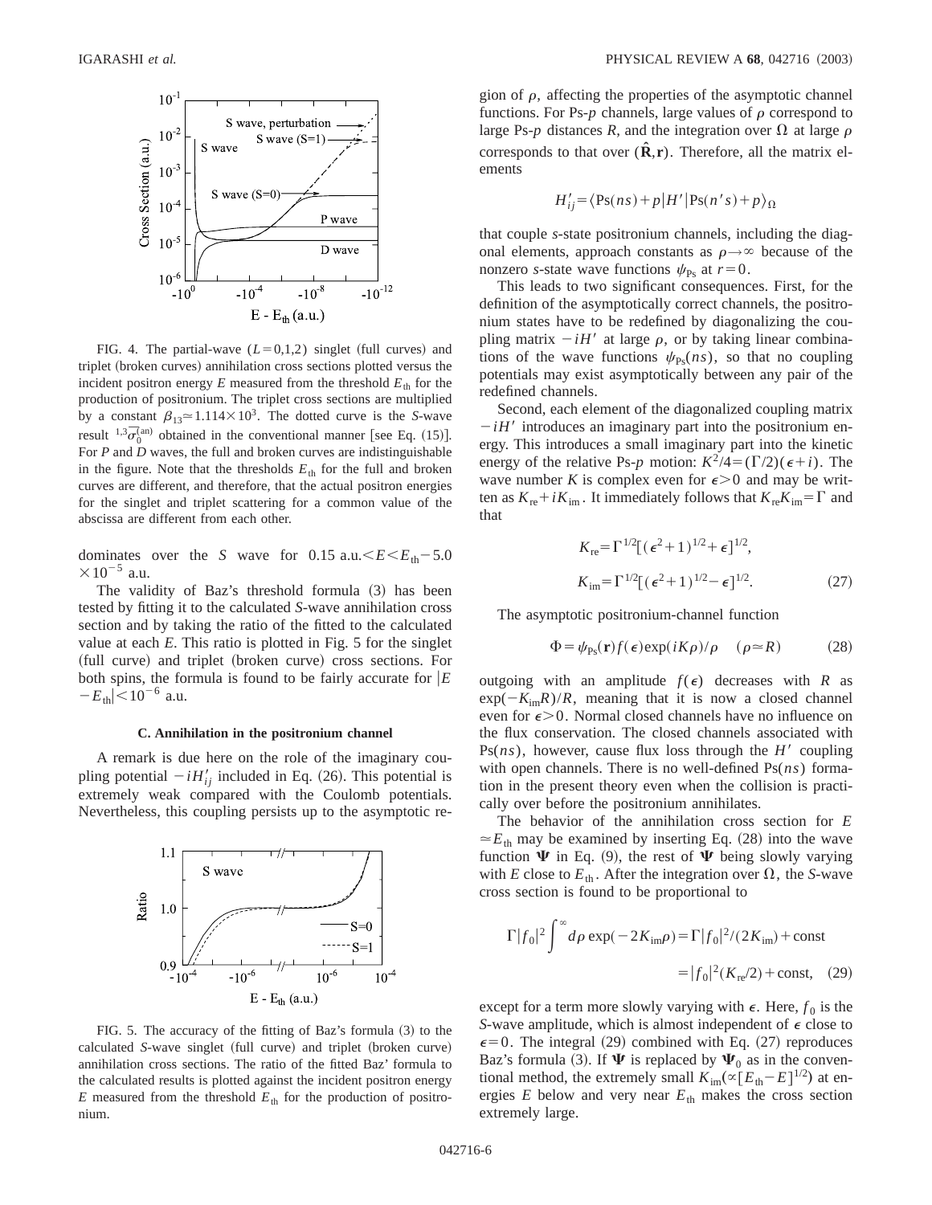FIG. 4. The partial-wave ($L=0,1,2$) singlet (full curves) and triplet (broken curves) annihilation cross sections plotted versus the incident positron energy $E$ measured from the threshold $E_{\rm th}$ for the production of positronium. The triplet cross sections are multiplied by a constant $\beta_{13}\simeq 1.114\times 10^3$. The dotted curve is the $S$-wave result ${}^{1,3}\overline{\sigma}_0^{(\rm an)}$ obtained in the conventional manner [see Eq. (15)]. For $P$ and $D$ waves, the full and broken curves are indistinguishable in the figure. Note that the thresholds $E_{\rm th}$ for the full and broken curves are different, and therefore, that the actual positron energies for the singlet and triplet scattering for a common value of the abscissa are different from each other.

dominates over the $S$ wave for $0.15$ a.u. $<E<E_{\rm th}-5.0\times 10^{-5}$ a.u.

The validity of Baz's threshold formula (3) has been tested by fitting it to the calculated $S$-wave annihilation cross section and by taking the ratio of the fitted to the calculated value at each $E$. This ratio is plotted in Fig. 5 for the singlet (full curve) and triplet (broken curve) cross sections. For both spins, the formula is found to be fairly accurate for $|E-E_{\rm th}|<10^{-6}$ a.u.

### C. Annihilation in the positronium channel

A remark is due here on the role of the imaginary coupling potential $-iH'_{ij}$ included in Eq. (26). This potential is extremely weak compared with the Coulomb potentials. Nevertheless, this coupling persists up to the asymptotic region of $\rho$, affecting the properties of the asymptotic channel functions. For Ps-$p$ channels, large values of $\rho$ correspond to large Ps-$p$ distances $R$, and the integration over $\Omega$ at large $\rho$ corresponds to that over $(\hat{\mathbf{R}},\mathbf{r})$. Therefore, all the matrix elements

$$H'_{ij}=\langle {\rm Ps}(ns)+p|H'|{\rm Ps}(n's)+p\rangle_\Omega$$

that couple $s$-state positronium channels, including the diagonal elements, approach constants as $\rho\rightarrow\infty$ because of the nonzero $s$-state wave functions $\psi_{\rm Ps}$ at $r=0$.

This leads to two significant consequences. First, for the definition of the asymptotically correct channels, the positronium states have to be redefined by diagonalizing the coupling matrix $-iH'$ at large $\rho$, or by taking linear combinations of the wave functions $\psi_{\rm Ps}(ns)$, so that no coupling potentials may exist asymptotically between any pair of the redefined channels.

Second, each element of the diagonalized coupling matrix $-iH'$ introduces an imaginary part into the positronium energy. This introduces a small imaginary part into the kinetic energy of the relative Ps-$p$ motion: $K^2/4=(\Gamma/2)(\epsilon+i)$. The wave number $K$ is complex even for $\epsilon>0$ and may be written as $K_{\rm re}+iK_{\rm im}$. It immediately follows that $K_{\rm re}K_{\rm im}=\Gamma$ and that

$$K_{\rm re}=\Gamma^{1/2}[(\epsilon^2+1)^{1/2}+\epsilon]^{1/2},$$
$$K_{\rm im}=\Gamma^{1/2}[(\epsilon^2+1)^{1/2}-\epsilon]^{1/2}. \tag{27}$$

The asymptotic positronium-channel function

$$\Phi=\psi_{\rm Ps}(\mathbf{r})f(\epsilon)\exp(iK\rho)/\rho \quad (\rho\simeq R) \tag{28}$$

outgoing with an amplitude $f(\epsilon)$ decreases with $R$ as $\exp(-K_{\rm im}R)/R$, meaning that it is now a closed channel even for $\epsilon>0$. Normal closed channels have no influence on the flux conservation. The closed channels associated with ${\rm Ps}(ns)$, however, cause flux loss through the $H'$ coupling with open channels. There is no well-defined ${\rm Ps}(ns)$ formation in the present theory even when the collision is practically over before the positronium annihilates.

The behavior of the annihilation cross section for $E\simeq E_{\rm th}$ may be examined by inserting Eq. (28) into the wave function $\mathbf{\Psi}$ in Eq. (9), the rest of $\mathbf{\Psi}$ being slowly varying with $E$ close to $E_{\rm th}$. After the integration over $\Omega$, the $S$-wave cross section is found to be proportional to

$$\Gamma|f_0|^2\int^\infty d\rho\exp(-2K_{\rm im}\rho)=\Gamma|f_0|^2/(2K_{\rm im})+{\rm const}$$
$$=|f_0|^2(K_{\rm re}/2)+{\rm const}, \tag{29}$$

except for a term more slowly varying with $\epsilon$. Here, $f_0$ is the $S$-wave amplitude, which is almost independent of $\epsilon$ close to $\epsilon=0$. The integral (29) combined with Eq. (27) reproduces Baz's formula (3). If $\mathbf{\Psi}$ is replaced by $\mathbf{\Psi}_0$ as in the conventional method, the extremely small $K_{\rm im}(\propto[E_{\rm th}-E]^{1/2})$ at energies $E$ below and very near $E_{\rm th}$ makes the cross section extremely large.

FIG. 5. The accuracy of the fitting of Baz's formula (3) to the calculated $S$-wave singlet (full curve) and triplet (broken curve) annihilation cross sections. The ratio of the fitted Baz' formula to the calculated results is plotted against the incident positron energy $E$ measured from the threshold $E_{\rm th}$ for the production of positronium.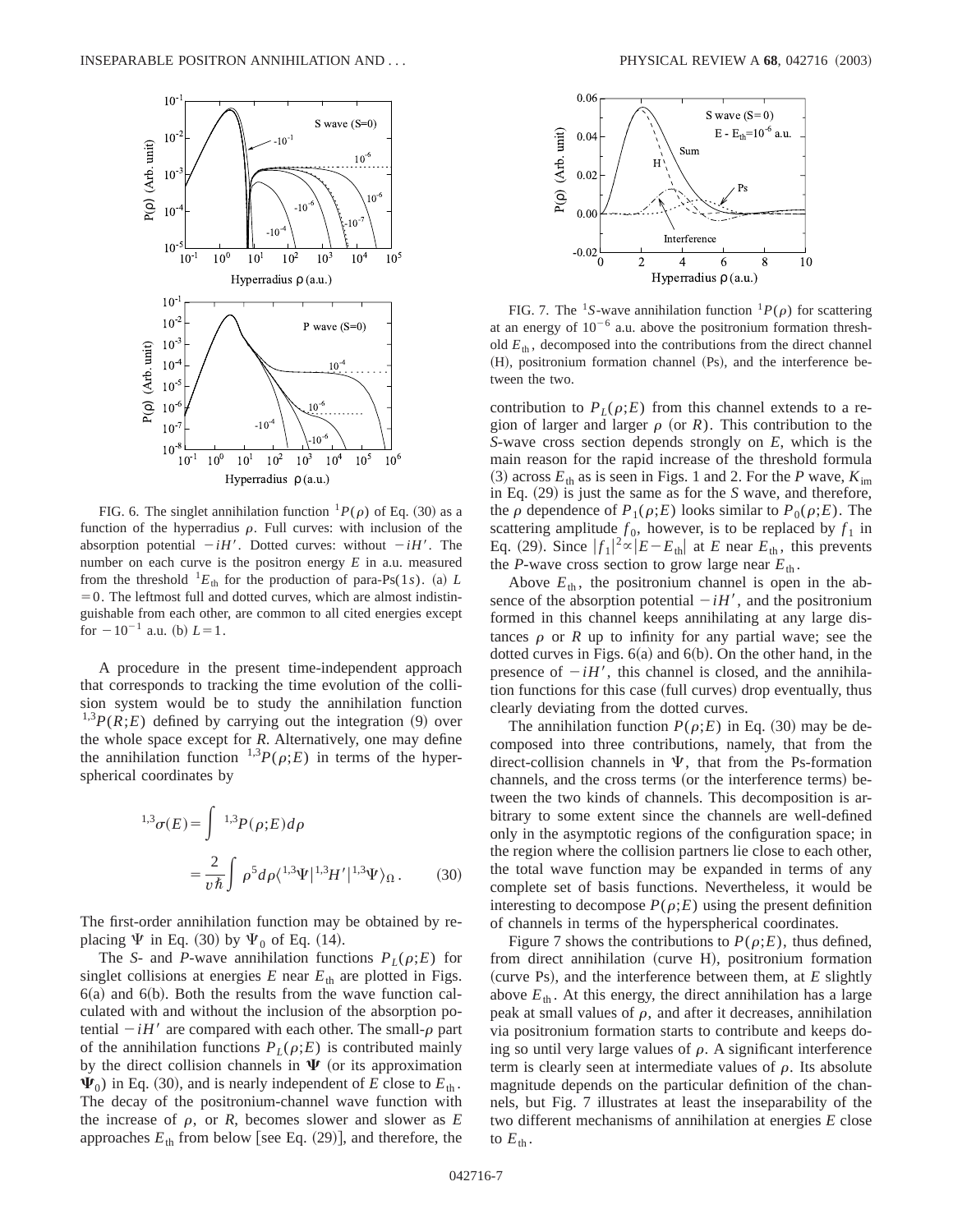FIG. 6. The singlet annihilation function ${}^{1}P(\rho)$ of Eq. (30) as a function of the hyperradius $\rho$. Full curves: with inclusion of the absorption potential $-iH'$. Dotted curves: without $-iH'$. The number on each curve is the positron energy $E$ in a.u. measured from the threshold ${}^{1}E_{\rm th}$ for the production of para-Ps(1$s$). (a) $L=0$. The leftmost full and dotted curves, which are almost indistinguishable from each other, are common to all cited energies except for $-10^{-1}$ a.u. (b) $L=1$.

A procedure in the present time-independent approach that corresponds to tracking the time evolution of the collision system would be to study the annihilation function ${}^{1,3}P(R;E)$ defined by carrying out the integration (9) over the whole space except for $R$. Alternatively, one may define the annihilation function ${}^{1,3}P(\rho;E)$ in terms of the hyperspherical coordinates by

$$
\begin{aligned}
{}^{1,3}\sigma(E) &= \int {}^{1,3}P(\rho;E)\,d\rho \\
&= \frac{2}{v\hbar}\int \rho^{5}d\rho \langle {}^{1,3}\Psi | {}^{1,3}H' | {}^{1,3}\Psi \rangle_{\Omega}. \qquad (30)
\end{aligned}
$$

The first-order annihilation function may be obtained by replacing $\Psi$ in Eq. (30) by $\Psi_0$ of Eq. (14).

The $S$- and $P$-wave annihilation functions $P_L(\rho;E)$ for singlet collisions at energies $E$ near $E_{\rm th}$ are plotted in Figs. 6(a) and 6(b). Both the results from the wave function calculated with and without the inclusion of the absorption potential $-iH'$ are compared with each other. The small-$\rho$ part of the annihilation functions $P_L(\rho;E)$ is contributed mainly by the direct collision channels in $\mathbf{\Psi}$ (or its approximation $\mathbf{\Psi}_0$) in Eq. (30), and is nearly independent of $E$ close to $E_{\rm th}$. The decay of the positronium-channel wave function with the increase of $\rho$, or $R$, becomes slower and slower as $E$ approaches $E_{\rm th}$ from below [see Eq. (29)], and therefore, the contribution to $P_L(\rho;E)$ from this channel extends to a region of larger and larger $\rho$ (or $R$). This contribution to the $S$-wave cross section depends strongly on $E$, which is the main reason for the rapid increase of the threshold formula (3) across $E_{\rm th}$ as is seen in Figs. 1 and 2. For the $P$ wave, $K_{\rm im}$ in Eq. (29) is just the same as for the $S$ wave, and therefore, the $\rho$ dependence of $P_1(\rho;E)$ looks similar to $P_0(\rho;E)$. The scattering amplitude $f_0$, however, is to be replaced by $f_1$ in Eq. (29). Since $|f_1|^2 \propto |E-E_{\rm th}|$ at $E$ near $E_{\rm th}$, this prevents the $P$-wave cross section to grow large near $E_{\rm th}$.

Above $E_{\rm th}$, the positronium channel is open in the absence of the absorption potential $-iH'$, and the positronium formed in this channel keeps annihilating at any large distances $\rho$ or $R$ up to infinity for any partial wave; see the dotted curves in Figs. 6(a) and 6(b). On the other hand, in the presence of $-iH'$, this channel is closed, and the annihilation functions for this case (full curves) drop eventually, thus clearly deviating from the dotted curves.

The annihilation function $P(\rho;E)$ in Eq. (30) may be decomposed into three contributions, namely, that from the direct-collision channels in $\Psi$, that from the Ps-formation channels, and the cross terms (or the interference terms) between the two kinds of channels. This decomposition is arbitrary to some extent since the channels are well-defined only in the asymptotic regions of the configuration space; in the region where the collision partners lie close to each other, the total wave function may be expanded in terms of any complete set of basis functions. Nevertheless, it would be interesting to decompose $P(\rho;E)$ using the present definition of channels in terms of the hyperspherical coordinates.

FIG. 7. The ${}^{1}S$-wave annihilation function ${}^{1}P(\rho)$ for scattering at an energy of $10^{-6}$ a.u. above the positronium formation threshold $E_{\rm th}$, decomposed into the contributions from the direct channel (H), positronium formation channel (Ps), and the interference between the two.

Figure 7 shows the contributions to $P(\rho;E)$, thus defined, from direct annihilation (curve H), positronium formation (curve Ps), and the interference between them, at $E$ slightly above $E_{\rm th}$. At this energy, the direct annihilation has a large peak at small values of $\rho$, and after it decreases, annihilation via positronium formation starts to contribute and keeps doing so until very large values of $\rho$. A significant interference term is clearly seen at intermediate values of $\rho$. Its absolute magnitude depends on the particular definition of the channels, but Fig. 7 illustrates at least the inseparability of the two different mechanisms of annihilation at energies $E$ close to $E_{\rm th}$.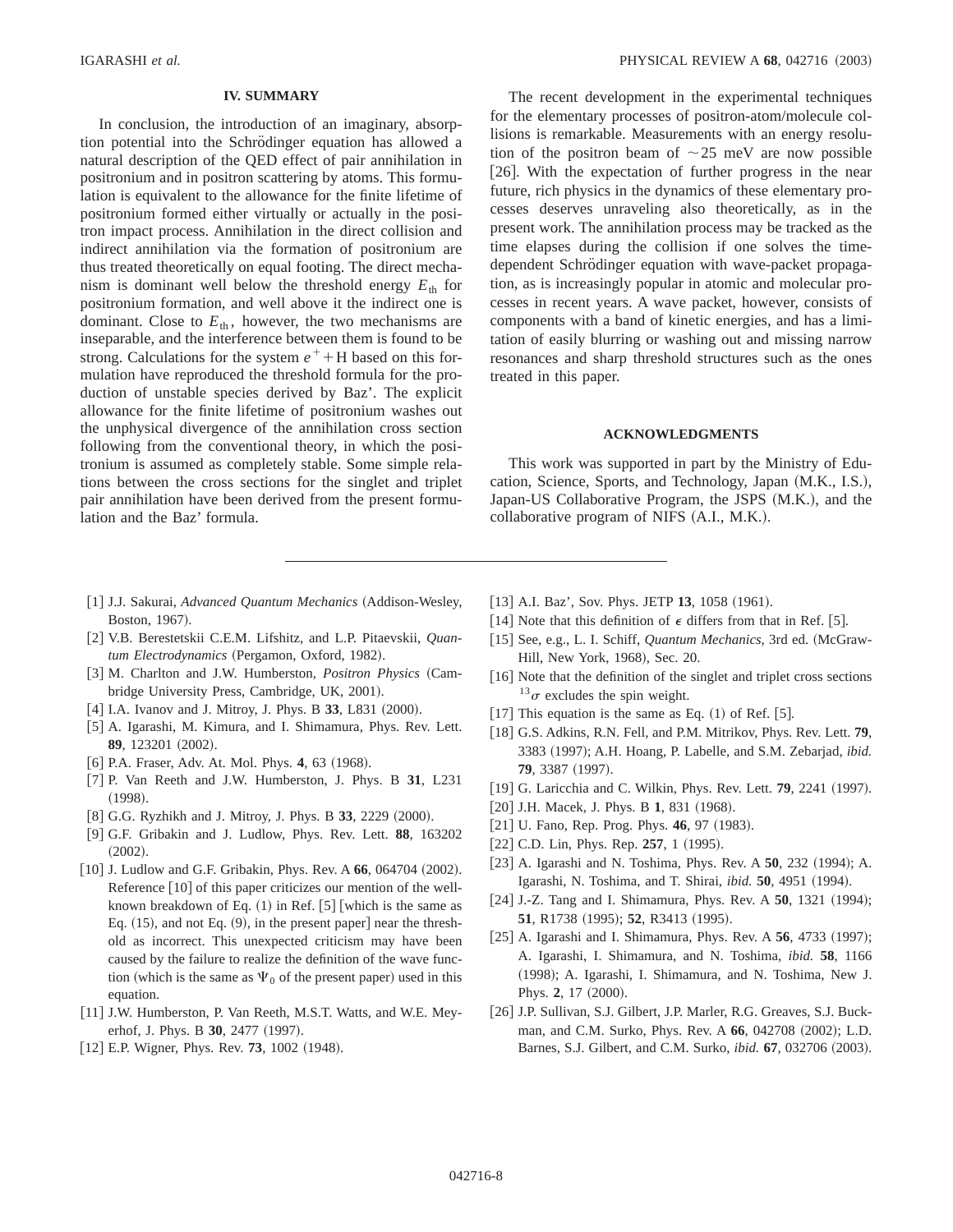## IV. SUMMARY

In conclusion, the introduction of an imaginary, absorption potential into the Schrödinger equation has allowed a natural description of the QED effect of pair annihilation in positronium and in positron scattering by atoms. This formulation is equivalent to the allowance for the finite lifetime of positronium formed either virtually or actually in the positron impact process. Annihilation in the direct collision and indirect annihilation via the formation of positronium are thus treated theoretically on equal footing. The direct mechanism is dominant well below the threshold energy $E_{\text{th}}$ for positronium formation, and well above it the indirect one is dominant. Close to $E_{\text{th}}$, however, the two mechanisms are inseparable, and the interference between them is found to be strong. Calculations for the system $e^+ + \text{H}$ based on this formulation have reproduced the threshold formula for the production of unstable species derived by Baz'. The explicit allowance for the finite lifetime of positronium washes out the unphysical divergence of the annihilation cross section following from the conventional theory, in which the positronium is assumed as completely stable. Some simple relations between the cross sections for the singlet and triplet pair annihilation have been derived from the present formulation and the Baz' formula.

The recent development in the experimental techniques for the elementary processes of positron-atom/molecule collisions is remarkable. Measurements with an energy resolution of the positron beam of $\sim 25$ meV are now possible [26]. With the expectation of further progress in the near future, rich physics in the dynamics of these elementary processes deserves unraveling also theoretically, as in the present work. The annihilation process may be tracked as the time elapses during the collision if one solves the time-dependent Schrödinger equation with wave-packet propagation, as is increasingly popular in atomic and molecular processes in recent years. A wave packet, however, consists of components with a band of kinetic energies, and has a limitation of easily blurring or washing out and missing narrow resonances and sharp threshold structures such as the ones treated in this paper.

## ACKNOWLEDGMENTS

This work was supported in part by the Ministry of Education, Science, Sports, and Technology, Japan (M.K., I.S.), Japan-US Collaborative Program, the JSPS (M.K.), and the collaborative program of NIFS (A.I., M.K.).

---

[1] J.J. Sakurai, *Advanced Quantum Mechanics* (Addison-Wesley, Boston, 1967).

[2] V.B. Berestetskii C.E.M. Lifshitz, and L.P. Pitaevskii, *Quantum Electrodynamics* (Pergamon, Oxford, 1982).

[3] M. Charlton and J.W. Humberston, *Positron Physics* (Cambridge University Press, Cambridge, UK, 2001).

[4] I.A. Ivanov and J. Mitroy, J. Phys. B **33**, L831 (2000).

[5] A. Igarashi, M. Kimura, and I. Shimamura, Phys. Rev. Lett. **89**, 123201 (2002).

[6] P.A. Fraser, Adv. At. Mol. Phys. **4**, 63 (1968).

[7] P. Van Reeth and J.W. Humberston, J. Phys. B **31**, L231 (1998).

[8] G.G. Ryzhikh and J. Mitroy, J. Phys. B **33**, 2229 (2000).

[9] G.F. Gribakin and J. Ludlow, Phys. Rev. Lett. **88**, 163202 (2002).

[10] J. Ludlow and G.F. Gribakin, Phys. Rev. A **66**, 064704 (2002). Reference [10] of this paper criticizes our mention of the well-known breakdown of Eq. (1) in Ref. [5] [which is the same as Eq. (15), and not Eq. (9), in the present paper] near the threshold as incorrect. This unexpected criticism may have been caused by the failure to realize the definition of the wave function (which is the same as $\Psi_0$ of the present paper) used in this equation.

[11] J.W. Humberston, P. Van Reeth, M.S.T. Watts, and W.E. Meyerhof, J. Phys. B **30**, 2477 (1997).

[12] E.P. Wigner, Phys. Rev. **73**, 1002 (1948).

[13] A.I. Baz', Sov. Phys. JETP **13**, 1058 (1961).

[14] Note that this definition of $\epsilon$ differs from that in Ref. [5].

[15] See, e.g., L. I. Schiff, *Quantum Mechanics*, 3rd ed. (McGraw-Hill, New York, 1968), Sec. 20.

[16] Note that the definition of the singlet and triplet cross sections ${}^{13}\sigma$ excludes the spin weight.

[17] This equation is the same as Eq. (1) of Ref. [5].

[18] G.S. Adkins, R.N. Fell, and P.M. Mitrikov, Phys. Rev. Lett. **79**, 3383 (1997); A.H. Hoang, P. Labelle, and S.M. Zebarjad, *ibid.* **79**, 3387 (1997).

[19] G. Laricchia and C. Wilkin, Phys. Rev. Lett. **79**, 2241 (1997).

[20] J.H. Macek, J. Phys. B **1**, 831 (1968).

[21] U. Fano, Rep. Prog. Phys. **46**, 97 (1983).

[22] C.D. Lin, Phys. Rep. **257**, 1 (1995).

[23] A. Igarashi and N. Toshima, Phys. Rev. A **50**, 232 (1994); A. Igarashi, N. Toshima, and T. Shirai, *ibid.* **50**, 4951 (1994).

[24] J.-Z. Tang and I. Shimamura, Phys. Rev. A **50**, 1321 (1994); **51**, R1738 (1995); **52**, R3413 (1995).

[25] A. Igarashi and I. Shimamura, Phys. Rev. A **56**, 4733 (1997); A. Igarashi, I. Shimamura, and N. Toshima, *ibid.* **58**, 1166 (1998); A. Igarashi, I. Shimamura, and N. Toshima, New J. Phys. **2**, 17 (2000).

[26] J.P. Sullivan, S.J. Gilbert, J.P. Marler, R.G. Greaves, S.J. Buckman, and C.M. Surko, Phys. Rev. A **66**, 042708 (2002); L.D. Barnes, S.J. Gilbert, and C.M. Surko, *ibid.* **67**, 032706 (2003).